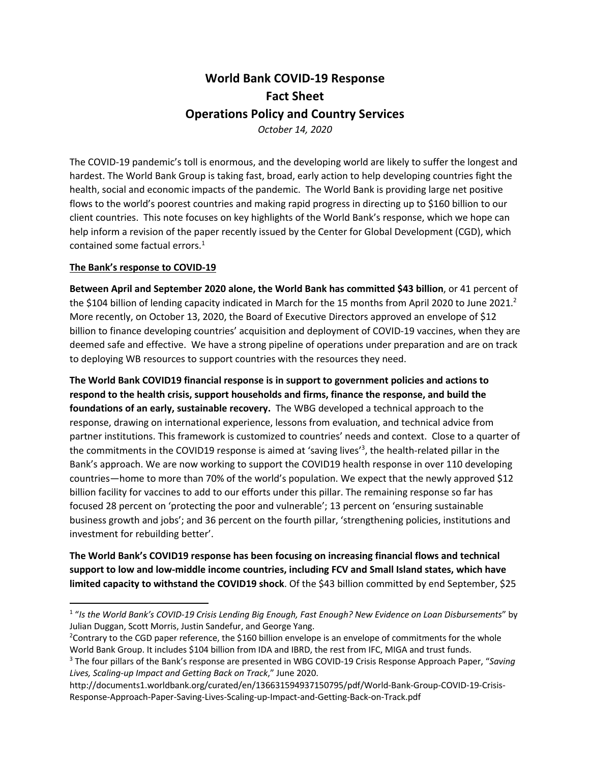# World Bank COVID-19 Response
# Fact Sheet
# Operations Policy and Country Services

*October 14, 2020*

The COVID-19 pandemic's toll is enormous, and the developing world are likely to suffer the longest and hardest. The World Bank Group is taking fast, broad, early action to help developing countries fight the health, social and economic impacts of the pandemic. The World Bank is providing large net positive flows to the world's poorest countries and making rapid progress in directing up to $160 billion to our client countries. This note focuses on key highlights of the World Bank's response, which we hope can help inform a revision of the paper recently issued by the Center for Global Development (CGD), which contained some factual errors.[1]

## The Bank's response to COVID-19

**Between April and September 2020 alone, the World Bank has committed $43 billion**, or 41 percent of the $104 billion of lending capacity indicated in March for the 15 months from April 2020 to June 2021.[2] More recently, on October 13, 2020, the Board of Executive Directors approved an envelope of $12 billion to finance developing countries' acquisition and deployment of COVID-19 vaccines, when they are deemed safe and effective. We have a strong pipeline of operations under preparation and are on track to deploying WB resources to support countries with the resources they need.

**The World Bank COVID19 financial response is in support to government policies and actions to respond to the health crisis, support households and firms, finance the response, and build the foundations of an early, sustainable recovery.** The WBG developed a technical approach to the response, drawing on international experience, lessons from evaluation, and technical advice from partner institutions. This framework is customized to countries' needs and context. Close to a quarter of the commitments in the COVID19 response is aimed at 'saving lives'[3], the health-related pillar in the Bank's approach. We are now working to support the COVID19 health response in over 110 developing countries—home to more than 70% of the world's population. We expect that the newly approved $12 billion facility for vaccines to add to our efforts under this pillar. The remaining response so far has focused 28 percent on 'protecting the poor and vulnerable'; 13 percent on 'ensuring sustainable business growth and jobs'; and 36 percent on the fourth pillar, 'strengthening policies, institutions and investment for rebuilding better'.

**The World Bank's COVID19 response has been focusing on increasing financial flows and technical support to low and low-middle income countries, including FCV and Small Island states, which have limited capacity to withstand the COVID19 shock**. Of the $43 billion committed by end September, $25

---

[1] "*Is the World Bank's COVID-19 Crisis Lending Big Enough, Fast Enough? New Evidence on Loan Disbursements*" by Julian Duggan, Scott Morris, Justin Sandefur, and George Yang.

[2] Contrary to the CGD paper reference, the $160 billion envelope is an envelope of commitments for the whole World Bank Group. It includes $104 billion from IDA and IBRD, the rest from IFC, MIGA and trust funds.

[3] The four pillars of the Bank's response are presented in WBG COVID-19 Crisis Response Approach Paper, "*Saving Lives, Scaling-up Impact and Getting Back on Track*," June 2020. http://documents1.worldbank.org/curated/en/136631594937150795/pdf/World-Bank-Group-COVID-19-Crisis-Response-Approach-Paper-Saving-Lives-Scaling-up-Impact-and-Getting-Back-on-Track.pdf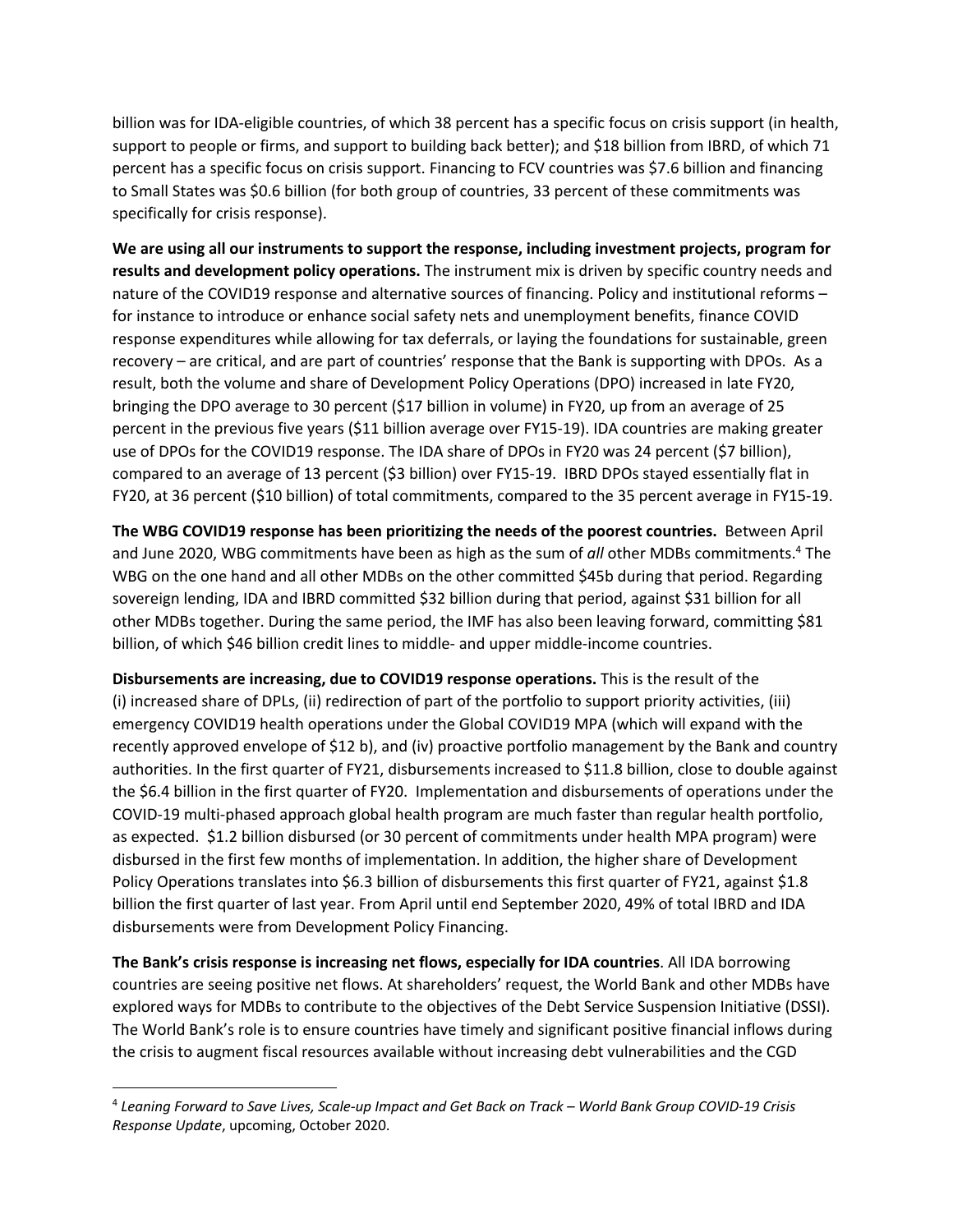billion was for IDA-eligible countries, of which 38 percent has a specific focus on crisis support (in health, support to people or firms, and support to building back better); and $18 billion from IBRD, of which 71 percent has a specific focus on crisis support. Financing to FCV countries was $7.6 billion and financing to Small States was $0.6 billion (for both group of countries, 33 percent of these commitments was specifically for crisis response).

**We are using all our instruments to support the response, including investment projects, program for results and development policy operations.** The instrument mix is driven by specific country needs and nature of the COVID19 response and alternative sources of financing. Policy and institutional reforms – for instance to introduce or enhance social safety nets and unemployment benefits, finance COVID response expenditures while allowing for tax deferrals, or laying the foundations for sustainable, green recovery – are critical, and are part of countries' response that the Bank is supporting with DPOs. As a result, both the volume and share of Development Policy Operations (DPO) increased in late FY20, bringing the DPO average to 30 percent ($17 billion in volume) in FY20, up from an average of 25 percent in the previous five years ($11 billion average over FY15-19). IDA countries are making greater use of DPOs for the COVID19 response. The IDA share of DPOs in FY20 was 24 percent ($7 billion), compared to an average of 13 percent ($3 billion) over FY15-19. IBRD DPOs stayed essentially flat in FY20, at 36 percent ($10 billion) of total commitments, compared to the 35 percent average in FY15-19.

**The WBG COVID19 response has been prioritizing the needs of the poorest countries.** Between April and June 2020, WBG commitments have been as high as the sum of *all* other MDBs commitments.[4] The WBG on the one hand and all other MDBs on the other committed $45b during that period. Regarding sovereign lending, IDA and IBRD committed $32 billion during that period, against $31 billion for all other MDBs together. During the same period, the IMF has also been leaving forward, committing $81 billion, of which $46 billion credit lines to middle- and upper middle-income countries.

**Disbursements are increasing, due to COVID19 response operations.** This is the result of the (i) increased share of DPLs, (ii) redirection of part of the portfolio to support priority activities, (iii) emergency COVID19 health operations under the Global COVID19 MPA (which will expand with the recently approved envelope of $12 b), and (iv) proactive portfolio management by the Bank and country authorities. In the first quarter of FY21, disbursements increased to $11.8 billion, close to double against the $6.4 billion in the first quarter of FY20. Implementation and disbursements of operations under the COVID-19 multi-phased approach global health program are much faster than regular health portfolio, as expected. $1.2 billion disbursed (or 30 percent of commitments under health MPA program) were disbursed in the first few months of implementation. In addition, the higher share of Development Policy Operations translates into $6.3 billion of disbursements this first quarter of FY21, against $1.8 billion the first quarter of last year. From April until end September 2020, 49% of total IBRD and IDA disbursements were from Development Policy Financing.

**The Bank's crisis response is increasing net flows, especially for IDA countries**. All IDA borrowing countries are seeing positive net flows. At shareholders' request, the World Bank and other MDBs have explored ways for MDBs to contribute to the objectives of the Debt Service Suspension Initiative (DSSI). The World Bank's role is to ensure countries have timely and significant positive financial inflows during the crisis to augment fiscal resources available without increasing debt vulnerabilities and the CGD

[4] *Leaning Forward to Save Lives, Scale-up Impact and Get Back on Track – World Bank Group COVID-19 Crisis Response Update*, upcoming, October 2020.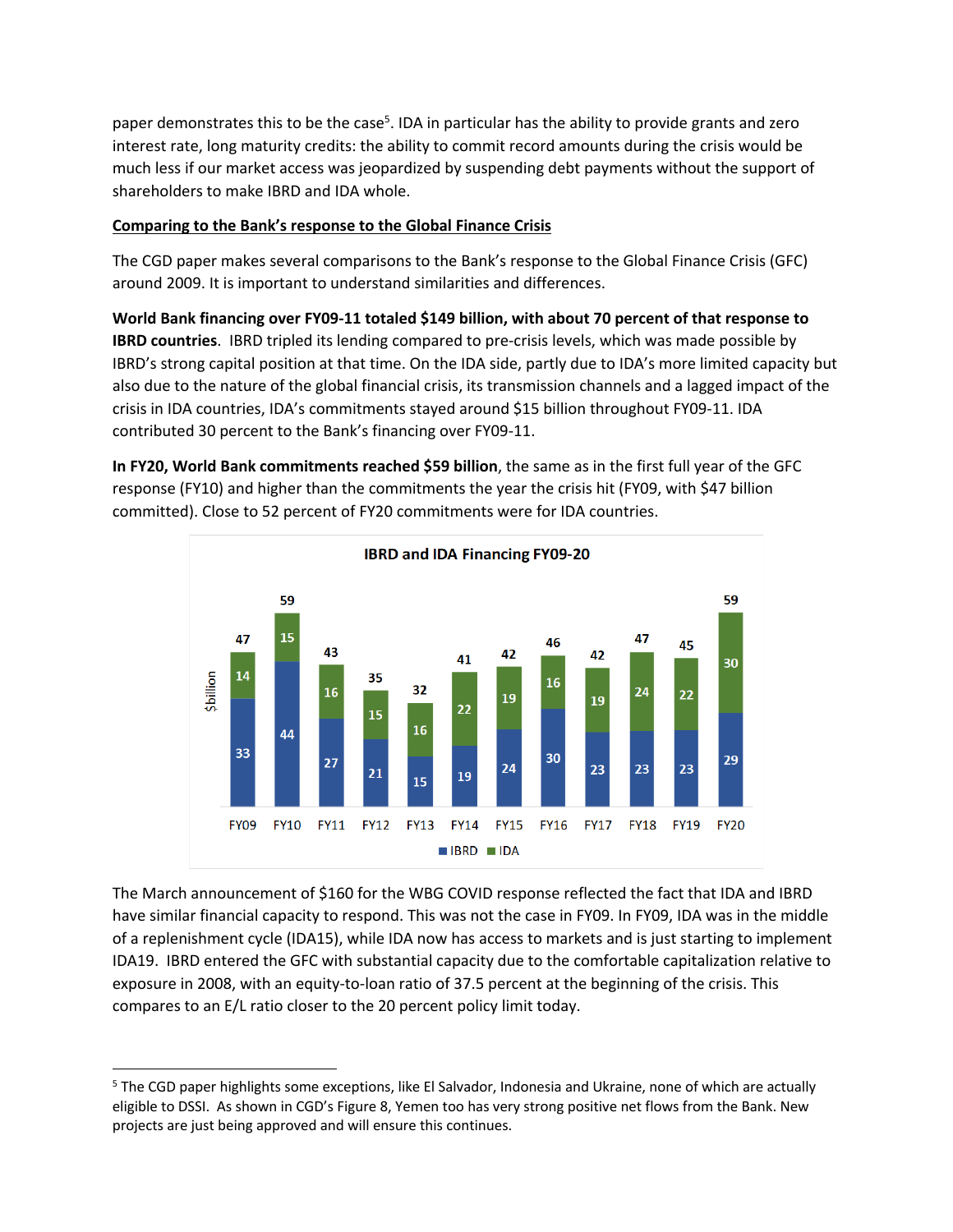paper demonstrates this to be the case[5]. IDA in particular has the ability to provide grants and zero interest rate, long maturity credits: the ability to commit record amounts during the crisis would be much less if our market access was jeopardized by suspending debt payments without the support of shareholders to make IBRD and IDA whole.

**Comparing to the Bank's response to the Global Finance Crisis**

The CGD paper makes several comparisons to the Bank's response to the Global Finance Crisis (GFC) around 2009. It is important to understand similarities and differences.

**World Bank financing over FY09-11 totaled $149 billion, with about 70 percent of that response to IBRD countries**. IBRD tripled its lending compared to pre-crisis levels, which was made possible by IBRD's strong capital position at that time. On the IDA side, partly due to IDA's more limited capacity but also due to the nature of the global financial crisis, its transmission channels and a lagged impact of the crisis in IDA countries, IDA's commitments stayed around $15 billion throughout FY09-11. IDA contributed 30 percent to the Bank's financing over FY09-11.

**In FY20, World Bank commitments reached $59 billion**, the same as in the first full year of the GFC response (FY10) and higher than the commitments the year the crisis hit (FY09, with $47 billion committed). Close to 52 percent of FY20 commitments were for IDA countries.

IBRD and IDA Financing FY09-20

$billion

FY09: 47 (IBRD 33, IDA 14)
FY10: 59 (IBRD 44, IDA 15)
FY11: 43 (IBRD 27, IDA 16)
FY12: 35 (IBRD 21, IDA 15)
FY13: 32 (IBRD 15, IDA 16)
FY14: 41 (IBRD 19, IDA 22)
FY15: 42 (IBRD 24, IDA 19)
FY16: 46 (IBRD 30, IDA 16)
FY17: 42 (IBRD 23, IDA 19)
FY18: 47 (IBRD 23, IDA 24)
FY19: 45 (IBRD 23, IDA 22)
FY20: 59 (IBRD 29, IDA 30)

IBRD IDA

The March announcement of $160 for the WBG COVID response reflected the fact that IDA and IBRD have similar financial capacity to respond. This was not the case in FY09. In FY09, IDA was in the middle of a replenishment cycle (IDA15), while IDA now has access to markets and is just starting to implement IDA19. IBRD entered the GFC with substantial capacity due to the comfortable capitalization relative to exposure in 2008, with an equity-to-loan ratio of 37.5 percent at the beginning of the crisis. This compares to an E/L ratio closer to the 20 percent policy limit today.

---

[5] The CGD paper highlights some exceptions, like El Salvador, Indonesia and Ukraine, none of which are actually eligible to DSSI. As shown in CGD's Figure 8, Yemen too has very strong positive net flows from the Bank. New projects are just being approved and will ensure this continues.